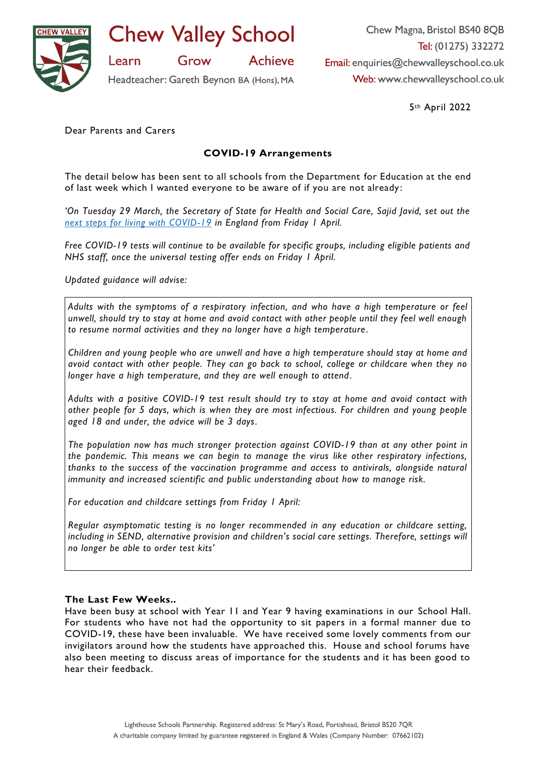# Chew Valley School

Learn Grow Achieve

Headteacher: Gareth Beynon BA (Hons), MA

Chew Magna, Bristol BS40 8QB
Tel: (01275) 332272
Email: enquiries@chewvalleyschool.co.uk
Web: www.chewvalleyschool.co.uk

5th April 2022

Dear Parents and Carers

**COVID-19 Arrangements**

The detail below has been sent to all schools from the Department for Education at the end of last week which I wanted everyone to be aware of if you are not already:

*'On Tuesday 29 March, the Secretary of State for Health and Social Care, Sajid Javid, set out the next steps for living with COVID-19 in England from Friday 1 April.*

*Free COVID-19 tests will continue to be available for specific groups, including eligible patients and NHS staff, once the universal testing offer ends on Friday 1 April.*

*Updated guidance will advise:*

> *Adults with the symptoms of a respiratory infection, and who have a high temperature or feel unwell, should try to stay at home and avoid contact with other people until they feel well enough to resume normal activities and they no longer have a high temperature.*
>
> *Children and young people who are unwell and have a high temperature should stay at home and avoid contact with other people. They can go back to school, college or childcare when they no longer have a high temperature, and they are well enough to attend.*
>
> *Adults with a positive COVID-19 test result should try to stay at home and avoid contact with other people for 5 days, which is when they are most infectious. For children and young people aged 18 and under, the advice will be 3 days.*
>
> *The population now has much stronger protection against COVID-19 than at any other point in the pandemic. This means we can begin to manage the virus like other respiratory infections, thanks to the success of the vaccination programme and access to antivirals, alongside natural immunity and increased scientific and public understanding about how to manage risk.*
>
> *For education and childcare settings from Friday 1 April:*
>
> *Regular asymptomatic testing is no longer recommended in any education or childcare setting, including in SEND, alternative provision and children's social care settings. Therefore, settings will no longer be able to order test kits'*

**The Last Few Weeks..**

Have been busy at school with Year 11 and Year 9 having examinations in our School Hall. For students who have not had the opportunity to sit papers in a formal manner due to COVID-19, these have been invaluable. We have received some lovely comments from our invigilators around how the students have approached this. House and school forums have also been meeting to discuss areas of importance for the students and it has been good to hear their feedback.

Lighthouse Schools Partnership. Registered address: St Mary's Road, Portishead, Bristol BS20 7QR
A charitable company limited by guarantee registered in England & Wales (Company Number: 07662102)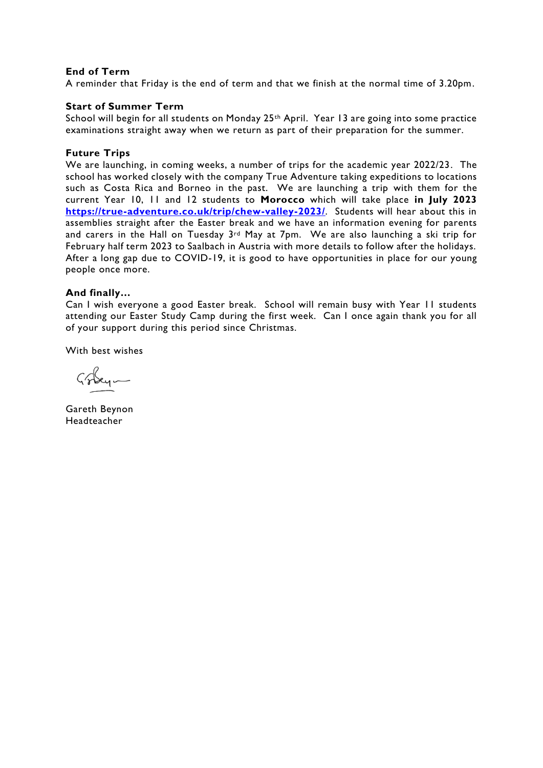**End of Term**

A reminder that Friday is the end of term and that we finish at the normal time of 3.20pm.

**Start of Summer Term**

School will begin for all students on Monday 25th April. Year 13 are going into some practice examinations straight away when we return as part of their preparation for the summer.

**Future Trips**

We are launching, in coming weeks, a number of trips for the academic year 2022/23. The school has worked closely with the company True Adventure taking expeditions to locations such as Costa Rica and Borneo in the past. We are launching a trip with them for the current Year 10, 11 and 12 students to **Morocco** which will take place **in July 2023** **[https://true-adventure.co.uk/trip/chew-valley-2023/](https://true-adventure.co.uk/trip/chew-valley-2023/)**. Students will hear about this in assemblies straight after the Easter break and we have an information evening for parents and carers in the Hall on Tuesday 3rd May at 7pm. We are also launching a ski trip for February half term 2023 to Saalbach in Austria with more details to follow after the holidays. After a long gap due to COVID-19, it is good to have opportunities in place for our young people once more.

**And finally…**

Can I wish everyone a good Easter break. School will remain busy with Year 11 students attending our Easter Study Camp during the first week. Can I once again thank you for all of your support during this period since Christmas.

With best wishes

Gareth Beynon
Headteacher